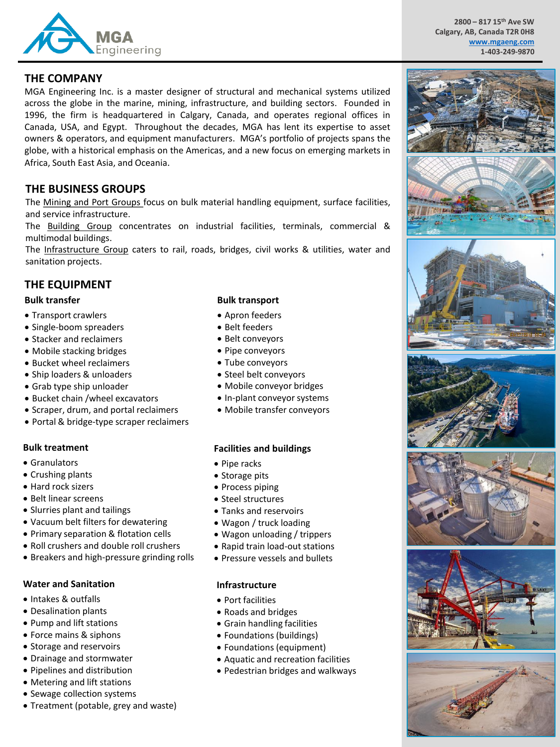MGA Engineering

2800 – 817 15th Ave SW
Calgary, AB, Canada T2R 0H8
www.mgaeng.com
1-403-249-9870

## THE COMPANY

MGA Engineering Inc. is a master designer of structural and mechanical systems utilized across the globe in the marine, mining, infrastructure, and building sectors. Founded in 1996, the firm is headquartered in Calgary, Canada, and operates regional offices in Canada, USA, and Egypt. Throughout the decades, MGA has lent its expertise to asset owners & operators, and equipment manufacturers. MGA's portfolio of projects spans the globe, with a historical emphasis on the Americas, and a new focus on emerging markets in Africa, South East Asia, and Oceania.

## THE BUSINESS GROUPS

The Mining and Port Groups focus on bulk material handling equipment, surface facilities, and service infrastructure.
The Building Group concentrates on industrial facilities, terminals, commercial & multimodal buildings.
The Infrastructure Group caters to rail, roads, bridges, civil works & utilities, water and sanitation projects.

## THE EQUIPMENT

### Bulk transfer

- Transport crawlers
- Single-boom spreaders
- Stacker and reclaimers
- Mobile stacking bridges
- Bucket wheel reclaimers
- Ship loaders & unloaders
- Grab type ship unloader
- Bucket chain /wheel excavators
- Scraper, drum, and portal reclaimers
- Portal & bridge-type scraper reclaimers

### Bulk transport

- Apron feeders
- Belt feeders
- Belt conveyors
- Pipe conveyors
- Tube conveyors
- Steel belt conveyors
- Mobile conveyor bridges
- In-plant conveyor systems
- Mobile transfer conveyors

### Bulk treatment

- Granulators
- Crushing plants
- Hard rock sizers
- Belt linear screens
- Slurries plant and tailings
- Vacuum belt filters for dewatering
- Primary separation & flotation cells
- Roll crushers and double roll crushers
- Breakers and high-pressure grinding rolls

### Facilities and buildings

- Pipe racks
- Storage pits
- Process piping
- Steel structures
- Tanks and reservoirs
- Wagon / truck loading
- Wagon unloading / trippers
- Rapid train load-out stations
- Pressure vessels and bullets

### Water and Sanitation

- Intakes & outfalls
- Desalination plants
- Pump and lift stations
- Force mains & siphons
- Storage and reservoirs
- Drainage and stormwater
- Pipelines and distribution
- Metering and lift stations
- Sewage collection systems
- Treatment (potable, grey and waste)

### Infrastructure

- Port facilities
- Roads and bridges
- Grain handling facilities
- Foundations (buildings)
- Foundations (equipment)
- Aquatic and recreation facilities
- Pedestrian bridges and walkways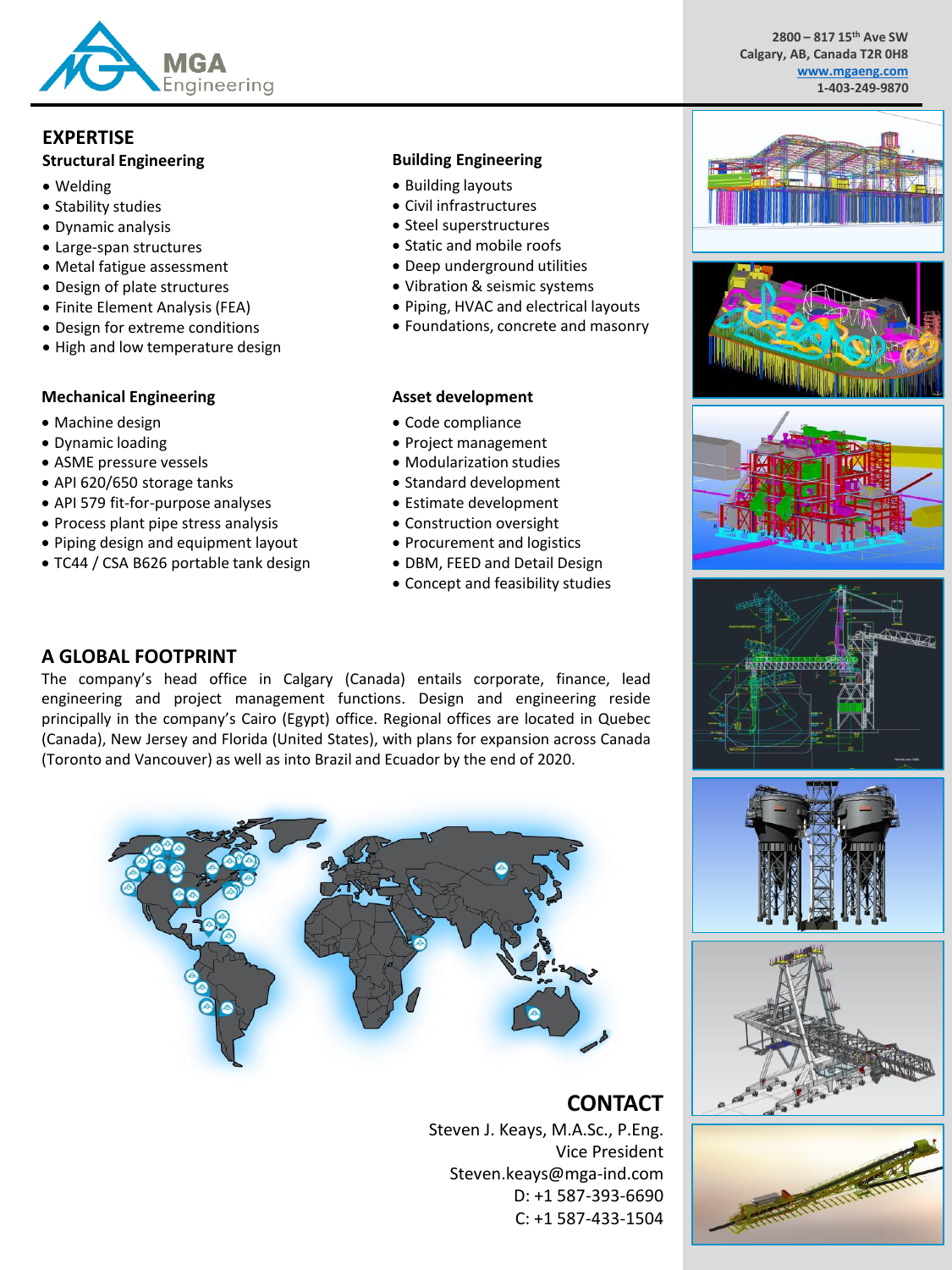MGA Engineering

2800 – 817 15th Ave SW
Calgary, AB, Canada T2R 0H8
www.mgaeng.com
1-403-249-9870

# EXPERTISE

### Structural Engineering

- Welding
- Stability studies
- Dynamic analysis
- Large-span structures
- Metal fatigue assessment
- Design of plate structures
- Finite Element Analysis (FEA)
- Design for extreme conditions
- High and low temperature design

### Building Engineering

- Building layouts
- Civil infrastructures
- Steel superstructures
- Static and mobile roofs
- Deep underground utilities
- Vibration & seismic systems
- Piping, HVAC and electrical layouts
- Foundations, concrete and masonry

### Mechanical Engineering

- Machine design
- Dynamic loading
- ASME pressure vessels
- API 620/650 storage tanks
- API 579 fit-for-purpose analyses
- Process plant pipe stress analysis
- Piping design and equipment layout
- TC44 / CSA B626 portable tank design

### Asset development

- Code compliance
- Project management
- Modularization studies
- Standard development
- Estimate development
- Construction oversight
- Procurement and logistics
- DBM, FEED and Detail Design
- Concept and feasibility studies

# A GLOBAL FOOTPRINT

The company's head office in Calgary (Canada) entails corporate, finance, lead engineering and project management functions. Design and engineering reside principally in the company's Cairo (Egypt) office. Regional offices are located in Quebec (Canada), New Jersey and Florida (United States), with plans for expansion across Canada (Toronto and Vancouver) as well as into Brazil and Ecuador by the end of 2020.

# CONTACT

Steven J. Keays, M.A.Sc., P.Eng.
Vice President
Steven.keays@mga-ind.com
D: +1 587-393-6690
C: +1 587-433-1504